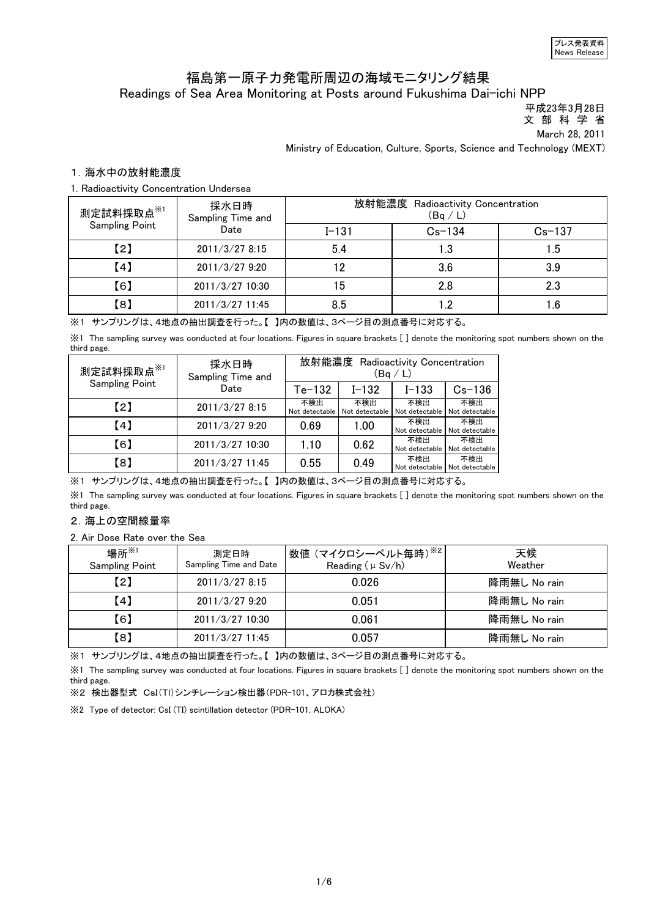プレス発表資料
News Release

# 福島第一原子力発電所周辺の海域モニタリング結果
# Readings of Sea Area Monitoring at Posts around Fukushima Dai-ichi NPP

平成23年3月28日
文 部 科 学 省
March 28, 2011
Ministry of Education, Culture, Sports, Science and Technology (MEXT)

## 1. 海水中の放射能濃度
1. Radioactivity Concentration Undersea

| 測定試料採取点※1 Sampling Point | 採水日時 Sampling Time and Date | 放射能濃度 Radioactivity Concentration (Bq / L) | | |
|---|---|---|---|---|
| | | I-131 | Cs-134 | Cs-137 |
| 【2】 | 2011/3/27 8:15 | 5.4 | 1.3 | 1.5 |
| 【4】 | 2011/3/27 9:20 | 12 | 3.6 | 3.9 |
| 【6】 | 2011/3/27 10:30 | 15 | 2.8 | 2.3 |
| 【8】 | 2011/3/27 11:45 | 8.5 | 1.2 | 1.6 |

※1 サンプリングは、4地点の抽出調査を行った。【 】内の数値は、3ページ目の測点番号に対応する。

※1 The sampling survey was conducted at four locations. Figures in square brackets [ ] denote the monitoring spot numbers shown on the third page.

| 測定試料採取点※1 Sampling Point | 採水日時 Sampling Time and Date | 放射能濃度 Radioactivity Concentration (Bq / L) | | | |
|---|---|---|---|---|---|
| | | Te-132 | I-132 | I-133 | Cs-136 |
| 【2】 | 2011/3/27 8:15 | 不検出 Not detectable | 不検出 Not detectable | 不検出 Not detectable | 不検出 Not detectable |
| 【4】 | 2011/3/27 9:20 | 0.69 | 1.00 | 不検出 Not detectable | 不検出 Not detectable |
| 【6】 | 2011/3/27 10:30 | 1.10 | 0.62 | 不検出 Not detectable | 不検出 Not detectable |
| 【8】 | 2011/3/27 11:45 | 0.55 | 0.49 | 不検出 Not detectable | 不検出 Not detectable |

※1 サンプリングは、4地点の抽出調査を行った。【 】内の数値は、3ページ目の測点番号に対応する。

※1 The sampling survey was conducted at four locations. Figures in square brackets [ ] denote the monitoring spot numbers shown on the third page.

## 2. 海上の空間線量率
2. Air Dose Rate over the Sea

| 場所※1 Sampling Point | 測定日時 Sampling Time and Date | 数値（マイクロシーベルト毎時）※2 Reading (μSv/h) | 天候 Weather |
|---|---|---|---|
| 【2】 | 2011/3/27 8:15 | 0.026 | 降雨無し No rain |
| 【4】 | 2011/3/27 9:20 | 0.051 | 降雨無し No rain |
| 【6】 | 2011/3/27 10:30 | 0.061 | 降雨無し No rain |
| 【8】 | 2011/3/27 11:45 | 0.057 | 降雨無し No rain |

※1 サンプリングは、4地点の抽出調査を行った。【 】内の数値は、3ページ目の測点番号に対応する。

※1 The sampling survey was conducted at four locations. Figures in square brackets [ ] denote the monitoring spot numbers shown on the third page.

※2 検出器型式 CsI(Tl)シンチレーション検出器(PDR-101、アロカ株式会社)

※2 Type of detector: CsI (Tl) scintillation detector (PDR-101, ALOKA)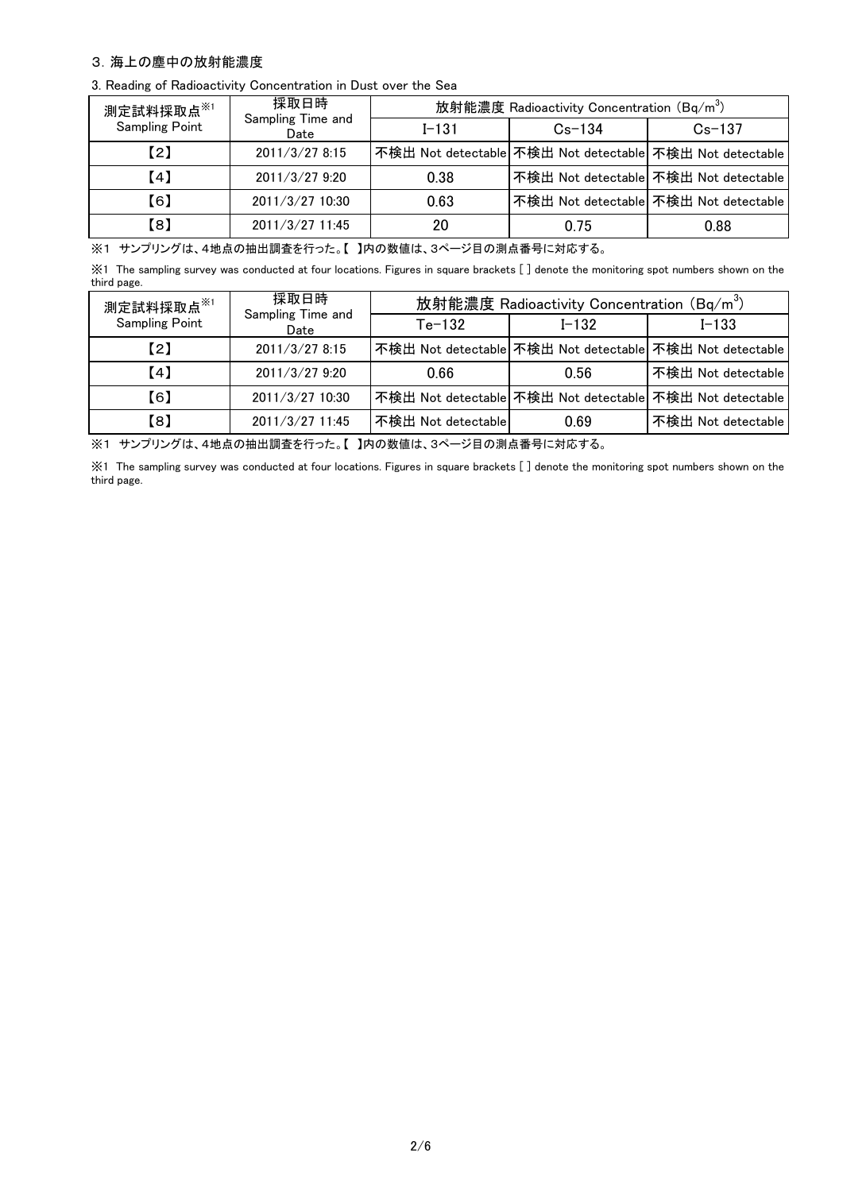## 3. 海上の塵中の放射能濃度

3. Reading of Radioactivity Concentration in Dust over the Sea

| 測定試料採取点※1 Sampling Point | 採取日時 Sampling Time and Date | 放射能濃度 Radioactivity Concentration (Bq/m$^3$) | | |
|---|---|---|---|---|
| | | I-131 | Cs-134 | Cs-137 |
| 【2】 | 2011/3/27 8:15 | 不検出 Not detectable | 不検出 Not detectable | 不検出 Not detectable |
| 【4】 | 2011/3/27 9:20 | 0.38 | 不検出 Not detectable | 不検出 Not detectable |
| 【6】 | 2011/3/27 10:30 | 0.63 | 不検出 Not detectable | 不検出 Not detectable |
| 【8】 | 2011/3/27 11:45 | 20 | 0.75 | 0.88 |

※1 サンプリングは、4地点の抽出調査を行った。【 】内の数値は、3ページ目の測点番号に対応する。

※1 The sampling survey was conducted at four locations. Figures in square brackets [ ] denote the monitoring spot numbers shown on the third page.

| 測定試料採取点※1 Sampling Point | 採取日時 Sampling Time and Date | 放射能濃度 Radioactivity Concentration (Bq/m$^3$) | | |
|---|---|---|---|---|
| | | Te-132 | I-132 | I-133 |
| 【2】 | 2011/3/27 8:15 | 不検出 Not detectable | 不検出 Not detectable | 不検出 Not detectable |
| 【4】 | 2011/3/27 9:20 | 0.66 | 0.56 | 不検出 Not detectable |
| 【6】 | 2011/3/27 10:30 | 不検出 Not detectable | 不検出 Not detectable | 不検出 Not detectable |
| 【8】 | 2011/3/27 11:45 | 不検出 Not detectable | 0.69 | 不検出 Not detectable |

※1 サンプリングは、4地点の抽出調査を行った。【 】内の数値は、3ページ目の測点番号に対応する。

※1 The sampling survey was conducted at four locations. Figures in square brackets [ ] denote the monitoring spot numbers shown on the third page.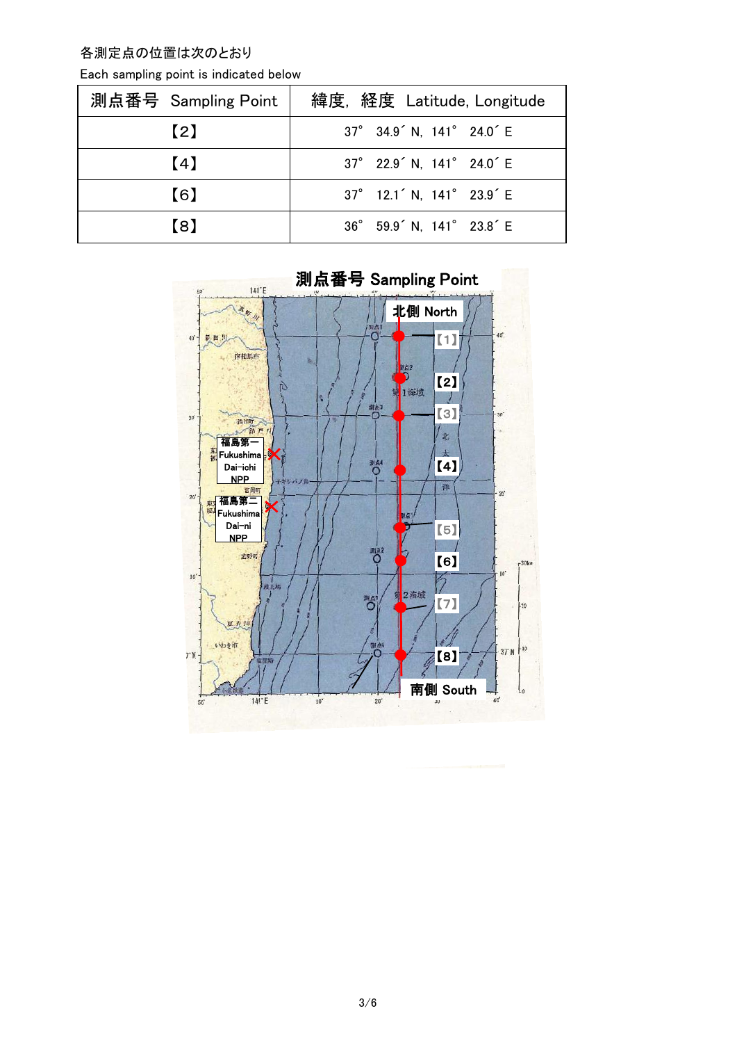各測定点の位置は次のとおり

Each sampling point is indicated below

| 測点番号 Sampling Point | 緯度，経度 Latitude, Longitude |
| --- | --- |
| 【2】 | 37° 34.9´ N, 141° 24.0´ E |
| 【4】 | 37° 22.9´ N, 141° 24.0´ E |
| 【6】 | 37° 12.1´ N, 141° 23.9´ E |
| 【8】 | 36° 59.9´ N, 141° 23.8´ E |

測点番号 Sampling Point

北側 North

【1】

【2】

【3】

【4】

【5】

【6】

【7】

【8】

南側 South

福島第一 Fukushima Dai-ichi NPP

福島第二 Fukushima Dai-ni NPP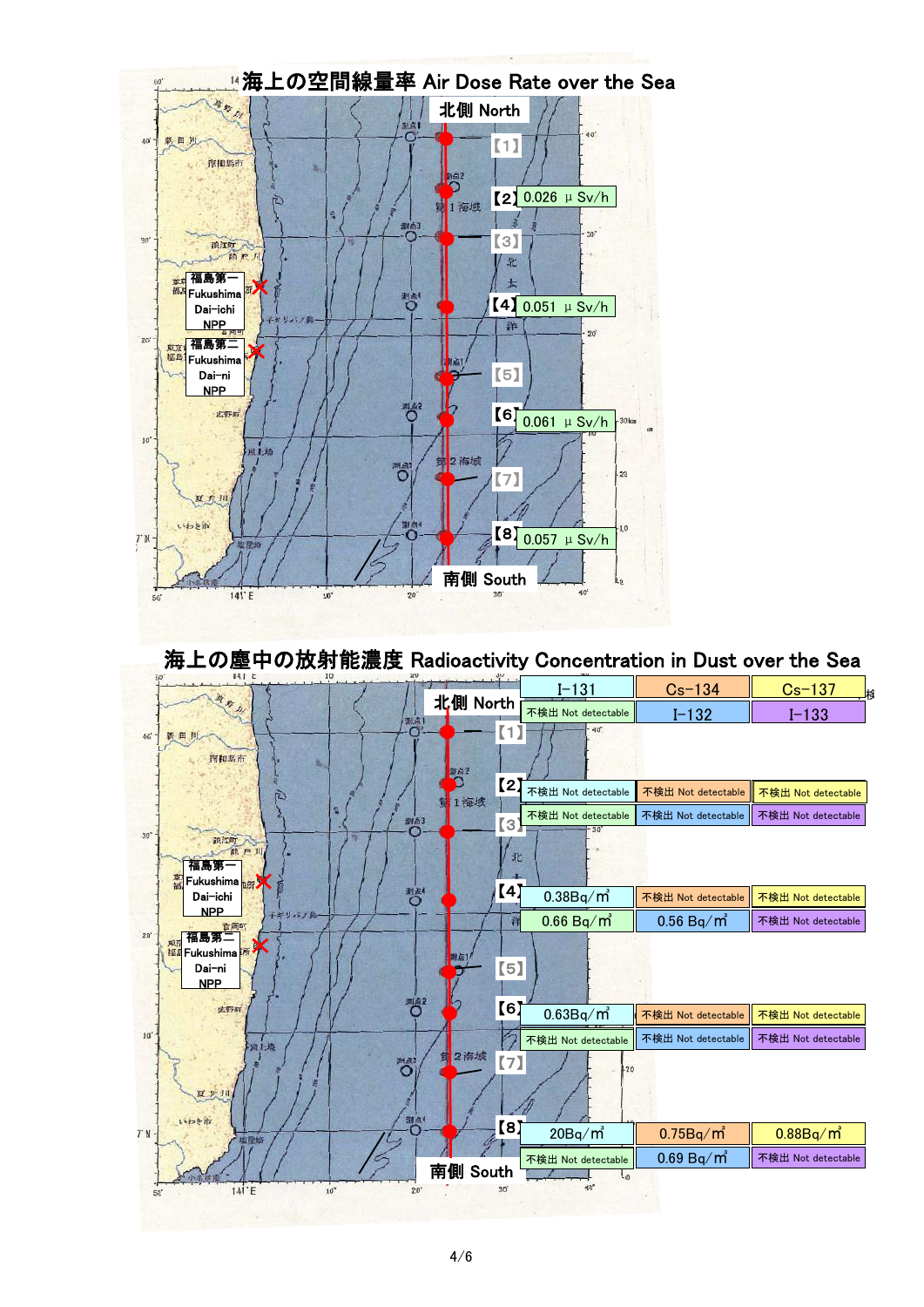# 海上の空間線量率 Air Dose Rate over the Sea

北側 North

| Point | Air Dose Rate |
| --- | --- |
| 【1】 | |
| 【2】 | 0.026 μSv/h |
| 【3】 | |
| 【4】 | 0.051 μSv/h |
| 【5】 | |
| 【6】 | 0.061 μSv/h |
| 【7】 | |
| 【8】 | 0.057 μSv/h |

南側 South

福島第一 Fukushima Dai-ichi NPP

福島第二 Fukushima Dai-ni NPP

# 海上の塵中の放射能濃度 Radioactivity Concentration in Dust over the Sea

北側 North

| Point | I-131 | Cs-134 | Cs-137 |
| --- | --- | --- | --- |
| | I-132 | I-133 | |
| 【1】 | 不検出 Not detectable | | |
| 【2】 | 不検出 Not detectable | 不検出 Not detectable | 不検出 Not detectable |
| | 不検出 Not detectable | 不検出 Not detectable | 不検出 Not detectable |
| 【3】 | | | |
| 【4】 | 0.38Bq/m³ | 不検出 Not detectable | 不検出 Not detectable |
| | 0.66 Bq/m³ | 0.56 Bq/m³ | 不検出 Not detectable |
| 【5】 | | | |
| 【6】 | 0.63Bq/m³ | 不検出 Not detectable | 不検出 Not detectable |
| | 不検出 Not detectable | 不検出 Not detectable | 不検出 Not detectable |
| 【7】 | | | |
| 【8】 | 20Bq/m³ | 0.75Bq/m³ | 0.88Bq/m³ |
| | 不検出 Not detectable | 0.69 Bq/m³ | 不検出 Not detectable |

南側 South

福島第一 Fukushima Dai-ichi NPP

福島第二 Fukushima Dai-ni NPP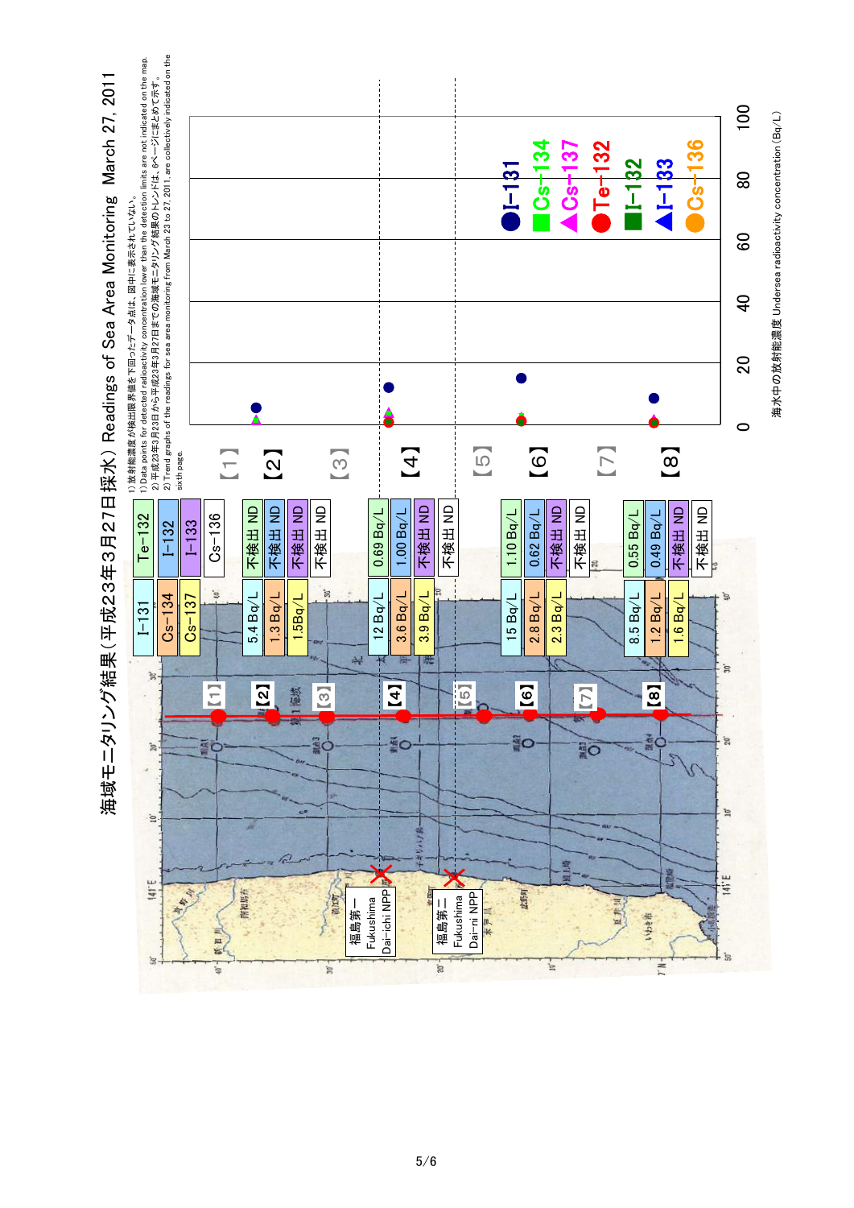# 海域モニタリング結果（平成23年3月27日採水） Readings of Sea Area Monitoring March 27, 2011

1) 放射能濃度が検出限界値を下回ったデータ点は、図中に表示されていない。
1) Data points for detected radioactivity concentration lower than the detection limits are not indicated on the map.
2) 平成23年3月23日から平成23年3月27日までの海域モニタリング結果のトレンドは、6ページにまとめて示す。
2) Trend graphs of the readings for sea area monitoring from March 23 to 27, 2011, are collectively indicated on the sixth page.

| Point | I-131 | Cs-134 | Cs-137 | Te-132 | I-132 | I-133 | Cs-136 |
|---|---|---|---|---|---|---|---|
| 【1】 | | | | | | | |
| 【2】 | 5.4 Bq/L | 1.3 Bq/L | 1.5Bq/L | 不検出 ND | 不検出 ND | 不検出 ND | 不検出 ND |
| 【3】 | | | | | | | |
| 【4】 | 12 Bq/L | 3.6 Bq/L | 3.9 Bq/L | 0.69 Bq/L | 1.00 Bq/L | 不検出 ND | 不検出 ND |
| 【5】 | | | | | | | |
| 【6】 | 15 Bq/L | 2.8 Bq/L | 2.3 Bq/L | 1.10 Bq/L | 0.62 Bq/L | 不検出 ND | 不検出 ND |
| 【7】 | | | | | | | |
| 【8】 | 8.5 Bq/L | 1.2 Bq/L | 1.6 Bq/L | 0.55 Bq/L | 0.49 Bq/L | 不検出 ND | 不検出 ND |

福島第一 Fukushima Dai-ichi NPP

福島第二 Fukushima Dai-ni NPP

Legend: I-131, Cs-134, Cs-137, Te-132, I-132, I-133, Cs-136

海水中の放射能濃度 Undersea radioactivity concentration (Bq/L)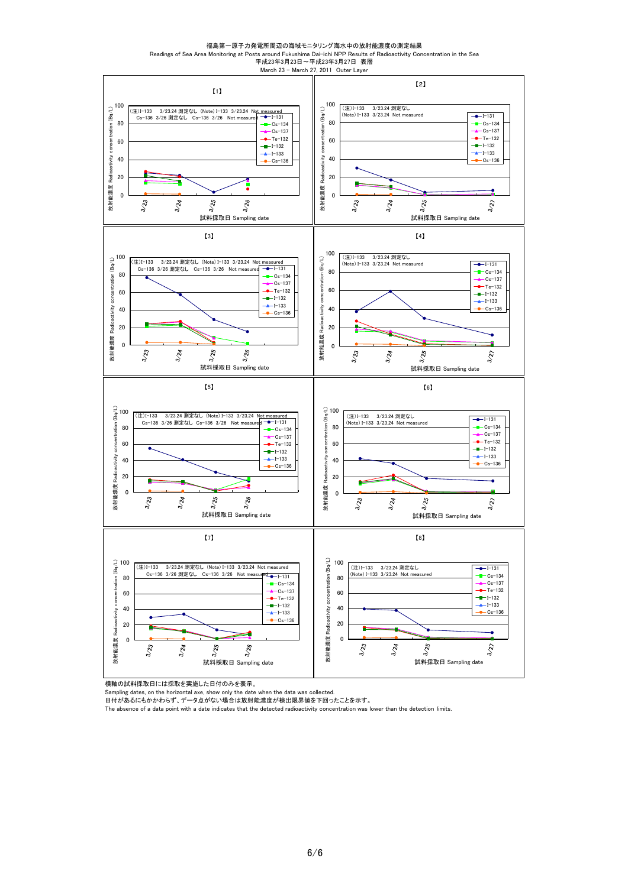福島第一原子力発電所周辺の海域モニタリング海水中の放射能濃度の測定結果

Readings of Sea Area Monitoring at Posts around Fukushima Dai-ichi NPP Results of Radioactivity Concentration in the Sea

平成23年3月23日～平成23年3月27日 表層

March 23 - March 27, 2011 Outer Layer

【1】

(注)I-133 3/23.24 測定なし (Note) I-133 3/23.24 Not measured
Cs-136 3/26 測定なし Cs-136 3/26 Not measured

I-131
Cs-134
Cs-137
Te-132
I-132
I-133
Cs-136

放射能濃度 Radioactivity concentration (Bq/L)
0
20
40
60
80
100

3/23
3/24
3/25
3/26

試料採取日 Sampling date

【2】

(注)I-133 3/23.24 測定なし
(Note) I-133 3/23.24 Not measured

I-131
Cs-134
Cs-137
Te-132
I-132
I-133
Cs-136

放射能濃度 Radioactivity concentration (Bq/L)
0
20
40
60
80
100

3/23
3/24
3/25
3/27

試料採取日 Sampling date

【3】

(注)I-133 3/23.24 測定なし (Note) I-133 3/23.24 Not measured
Cs-136 3/26 測定なし Cs-136 3/26 Not measured

I-131
Cs-134
Cs-137
Te-132
I-132
I-133
Cs-136

放射能濃度 Radioactivity concentration (Bq/L)
0
20
40
60
80
100

3/23
3/24
3/25
3/26

試料採取日 Sampling date

【4】

(注)I-133 3/23.24 測定なし
(Note) I-133 3/23.24 Not measured

I-131
Cs-134
Cs-137
Te-132
I-132
I-133
Cs-136

放射能濃度 Radioactivity concentration (Bq/L)
0
20
40
60
80
100

3/23
3/24
3/25
3/27

試料採取日 Sampling date

【5】

(注)I-133 3/23.24 測定なし (Note) I-133 3/23.24 Not measured
Cs-136 3/26 測定なし Cs-136 3/26 Not measured

I-131
Cs-134
Cs-137
Te-132
I-132
I-133
Cs-136

放射能濃度 Radioactivity concentration (Bq/L)
0
20
40
60
80
100

3/23
3/24
3/25
3/26

試料採取日 Sampling date

【6】

(注)I-133 3/23.24 測定なし
(Note) I-133 3/23.24 Not measured

I-131
Cs-134
Cs-137
Te-132
I-132
I-133
Cs-136

放射能濃度 Radioactivity concentration (Bq/L)
0
20
40
60
80
100

3/23
3/24
3/25
3/27

試料採取日 Sampling date

【7】

(注)I-133 3/23.24 測定なし (Note) I-133 3/23.24 Not measured
Cs-136 3/26 測定なし Cs-136 3/26 Not measured

I-131
Cs-134
Cs-137
Te-132
I-132
I-133
Cs-136

放射能濃度 Radioactivity concentration (Bq/L)
0
20
40
60
80
100

3/23
3/24
3/25
3/26

試料採取日 Sampling date

【8】

(注)I-133 3/23.24 測定なし
(Note) I-133 3/23.24 Not measured

I-131
Cs-134
Cs-137
Te-132
I-132
I-133
Cs-136

放射能濃度 Radioactivity concentration (Bq/L)
0
20
40
60
80
100

3/23
3/24
3/25
3/27

試料採取日 Sampling date

横軸の試料採取日には採取を実施した日付のみを表示。

Sampling dates, on the horizontal axe, show only the date when the data was collected.

日付があるにもかかわらず、データ点がない場合は放射能濃度が検出限界値を下回ったことを示す。

The absence of a data point with a date indicates that the detected radioactivity concentration was lower than the detection limits.